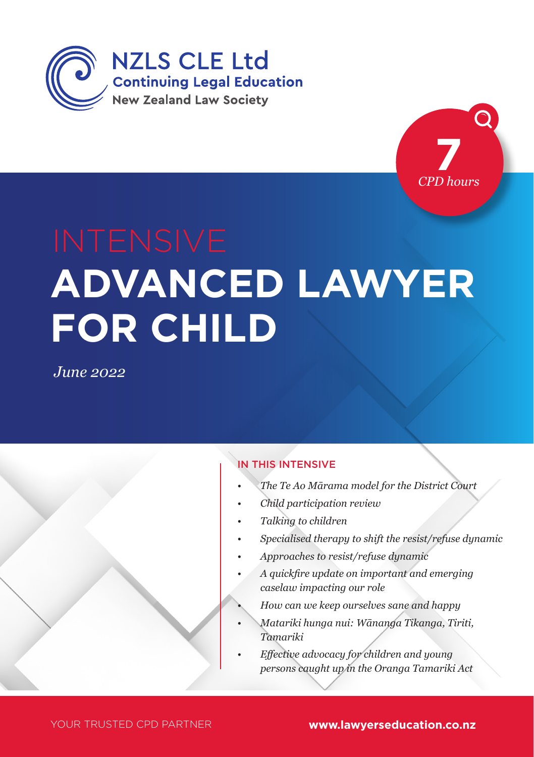NZLS CLE Ltd
Continuing Legal Education
New Zealand Law Society

**7** *CPD hours*

# INTENSIVE
# ADVANCED LAWYER FOR CHILD

*June 2022*

## IN THIS INTENSIVE

- *The Te Ao Mārama model for the District Court*
- *Child participation review*
- *Talking to children*
- *Specialised therapy to shift the resist/refuse dynamic*
- *Approaches to resist/refuse dynamic*
- *A quickfire update on important and emerging caselaw impacting our role*
- *How can we keep ourselves sane and happy*
- *Matariki hunga nui: Wānanga Tikanga, Tiriti, Tamariki*
- *Effective advocacy for children and young persons caught up in the Oranga Tamariki Act*

YOUR TRUSTED CPD PARTNER **www.lawyerseducation.co.nz**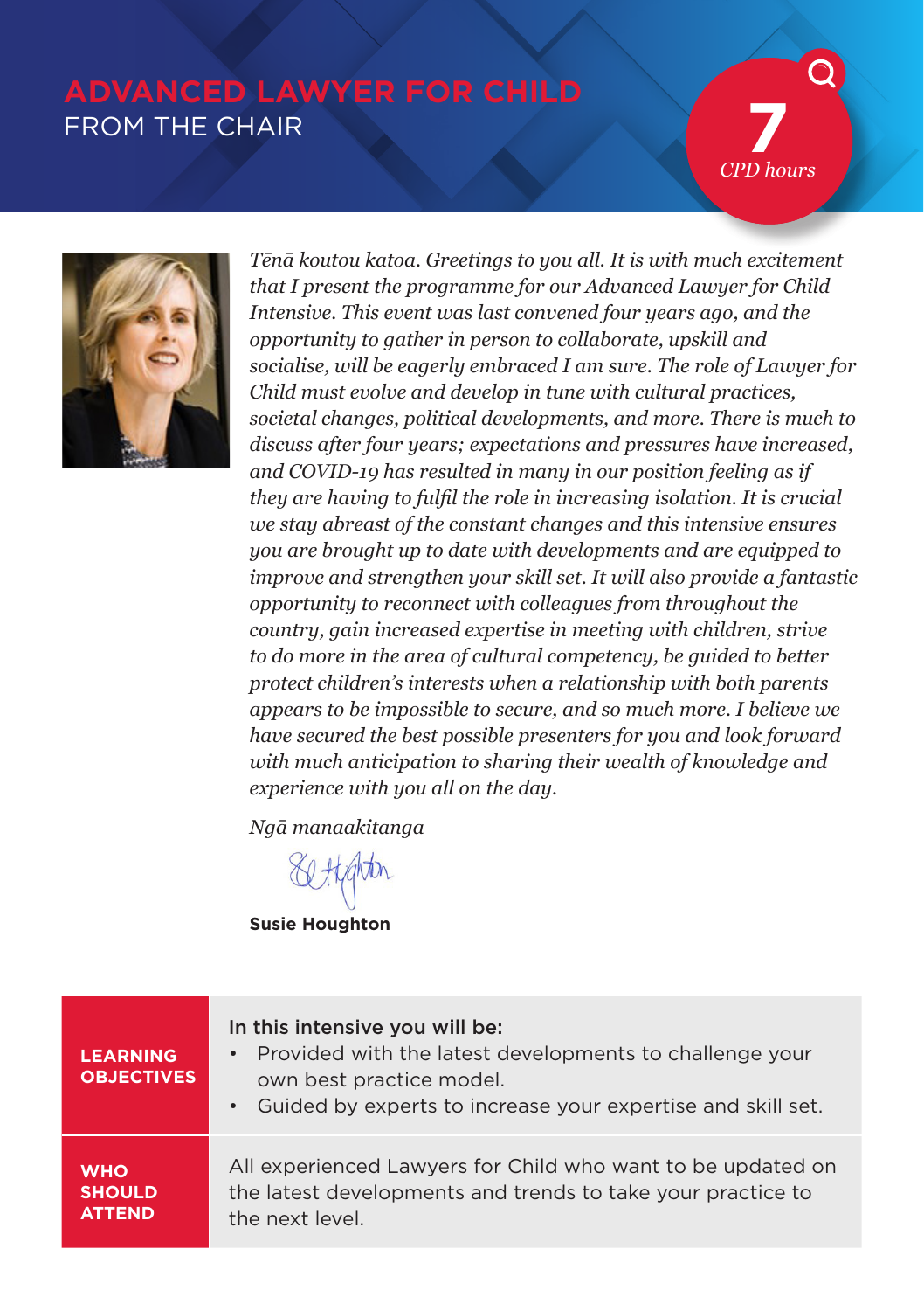# ADVANCED LAWYER FOR CHILD

## FROM THE CHAIR

**7** *CPD hours*

*Tēnā koutou katoa. Greetings to you all. It is with much excitement that I present the programme for our Advanced Lawyer for Child Intensive. This event was last convened four years ago, and the opportunity to gather in person to collaborate, upskill and socialise, will be eagerly embraced I am sure. The role of Lawyer for Child must evolve and develop in tune with cultural practices, societal changes, political developments, and more. There is much to discuss after four years; expectations and pressures have increased, and COVID-19 has resulted in many in our position feeling as if they are having to fulfil the role in increasing isolation. It is crucial we stay abreast of the constant changes and this intensive ensures you are brought up to date with developments and are equipped to improve and strengthen your skill set. It will also provide a fantastic opportunity to reconnect with colleagues from throughout the country, gain increased expertise in meeting with children, strive to do more in the area of cultural competency, be guided to better protect children's interests when a relationship with both parents appears to be impossible to secure, and so much more. I believe we have secured the best possible presenters for you and look forward with much anticipation to sharing their wealth of knowledge and experience with you all on the day.*

*Ngā manaakitanga*

**Susie Houghton**

| | |
|---|---|
| **LEARNING OBJECTIVES** | In this intensive you will be:<br>• Provided with the latest developments to challenge your own best practice model.<br>• Guided by experts to increase your expertise and skill set. |
| **WHO SHOULD ATTEND** | All experienced Lawyers for Child who want to be updated on the latest developments and trends to take your practice to the next level. |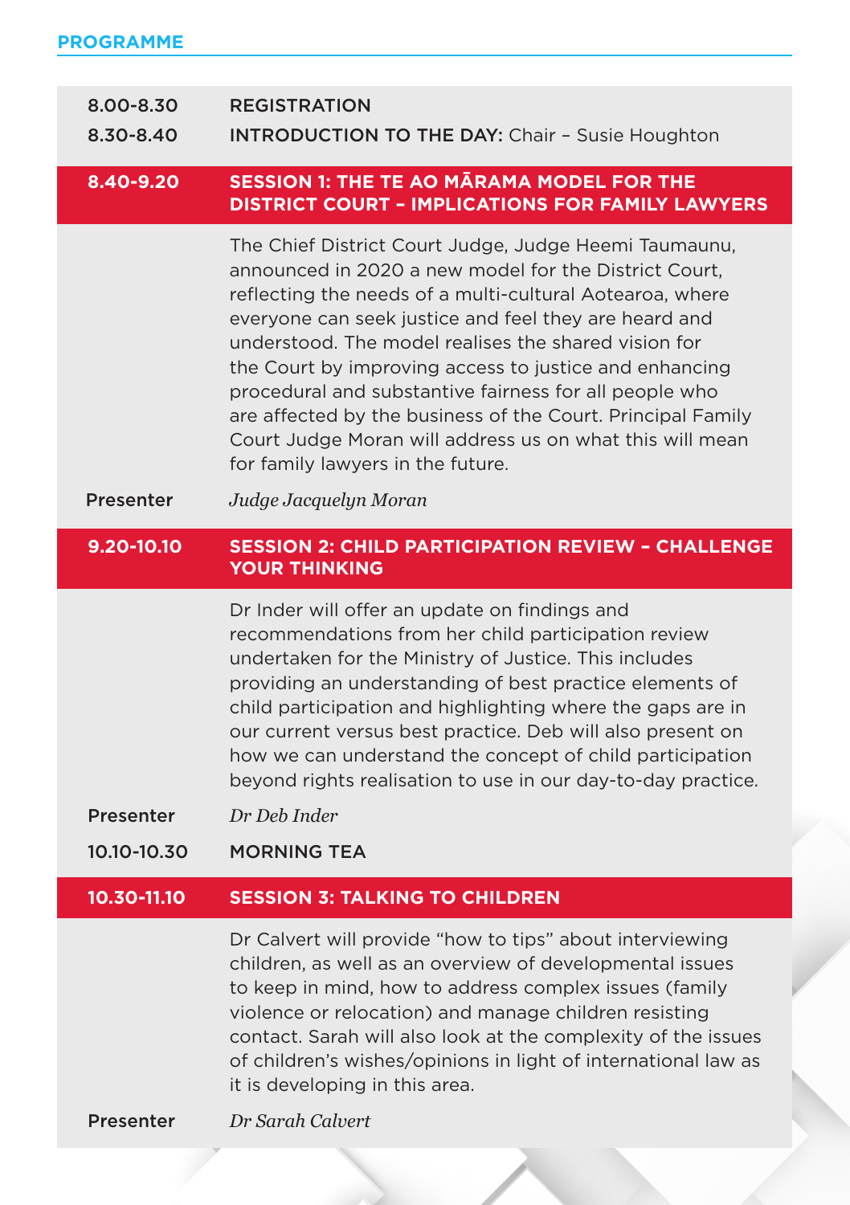## PROGRAMME

**8.00-8.30** REGISTRATION

**8.30-8.40** **INTRODUCTION TO THE DAY:** Chair – Susie Houghton

### 8.40-9.20 SESSION 1: THE TE AO MĀRAMA MODEL FOR THE DISTRICT COURT – IMPLICATIONS FOR FAMILY LAWYERS

The Chief District Court Judge, Judge Heemi Taumaunu, announced in 2020 a new model for the District Court, reflecting the needs of a multi-cultural Aotearoa, where everyone can seek justice and feel they are heard and understood. The model realises the shared vision for the Court by improving access to justice and enhancing procedural and substantive fairness for all people who are affected by the business of the Court. Principal Family Court Judge Moran will address us on what this will mean for family lawyers in the future.

**Presenter** *Judge Jacquelyn Moran*

### 9.20-10.10 SESSION 2: CHILD PARTICIPATION REVIEW – CHALLENGE YOUR THINKING

Dr Inder will offer an update on findings and recommendations from her child participation review undertaken for the Ministry of Justice. This includes providing an understanding of best practice elements of child participation and highlighting where the gaps are in our current versus best practice. Deb will also present on how we can understand the concept of child participation beyond rights realisation to use in our day-to-day practice.

**Presenter** *Dr Deb Inder*

**10.10-10.30** MORNING TEA

### 10.30-11.10 SESSION 3: TALKING TO CHILDREN

Dr Calvert will provide "how to tips" about interviewing children, as well as an overview of developmental issues to keep in mind, how to address complex issues (family violence or relocation) and manage children resisting contact. Sarah will also look at the complexity of the issues of children's wishes/opinions in light of international law as it is developing in this area.

**Presenter** *Dr Sarah Calvert*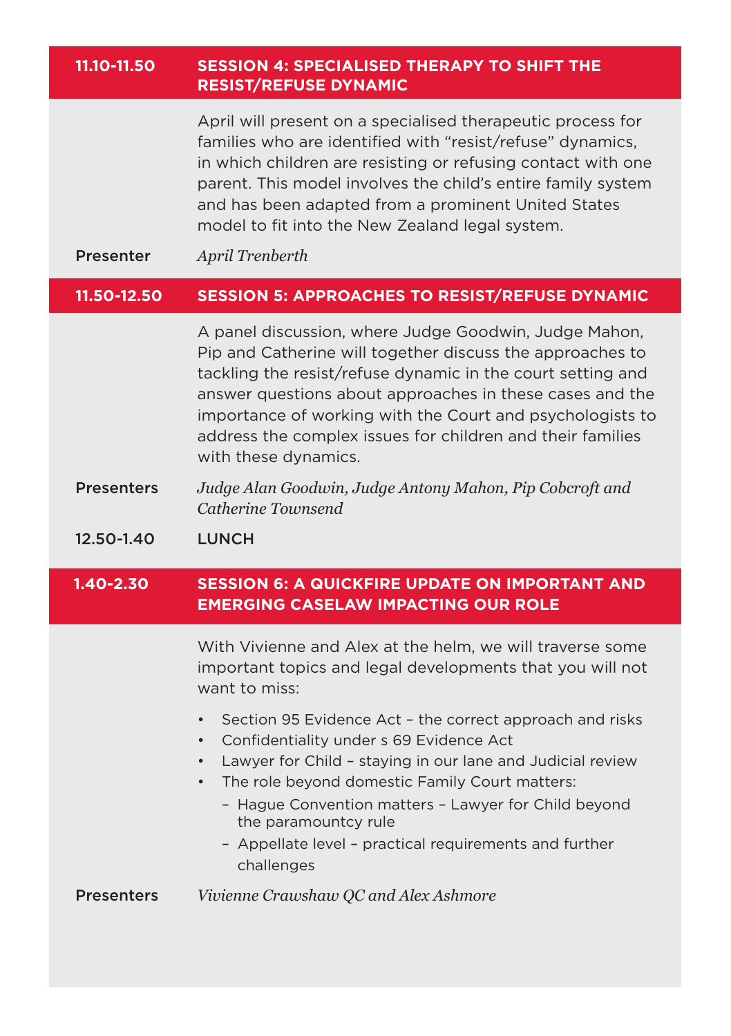## 11.10-11.50 SESSION 4: SPECIALISED THERAPY TO SHIFT THE RESIST/REFUSE DYNAMIC

April will present on a specialised therapeutic process for families who are identified with "resist/refuse" dynamics, in which children are resisting or refusing contact with one parent. This model involves the child's entire family system and has been adapted from a prominent United States model to fit into the New Zealand legal system.

**Presenter** *April Trenberth*

## 11.50-12.50 SESSION 5: APPROACHES TO RESIST/REFUSE DYNAMIC

A panel discussion, where Judge Goodwin, Judge Mahon, Pip and Catherine will together discuss the approaches to tackling the resist/refuse dynamic in the court setting and answer questions about approaches in these cases and the importance of working with the Court and psychologists to address the complex issues for children and their families with these dynamics.

**Presenters** *Judge Alan Goodwin, Judge Antony Mahon, Pip Cobcroft and Catherine Townsend*

**12.50-1.40 LUNCH**

## 1.40-2.30 SESSION 6: A QUICKFIRE UPDATE ON IMPORTANT AND EMERGING CASELAW IMPACTING OUR ROLE

With Vivienne and Alex at the helm, we will traverse some important topics and legal developments that you will not want to miss:

- Section 95 Evidence Act – the correct approach and risks
- Confidentiality under s 69 Evidence Act
- Lawyer for Child – staying in our lane and Judicial review
- The role beyond domestic Family Court matters:
  - Hague Convention matters – Lawyer for Child beyond the paramountcy rule
  - Appellate level – practical requirements and further challenges

**Presenters** *Vivienne Crawshaw QC and Alex Ashmore*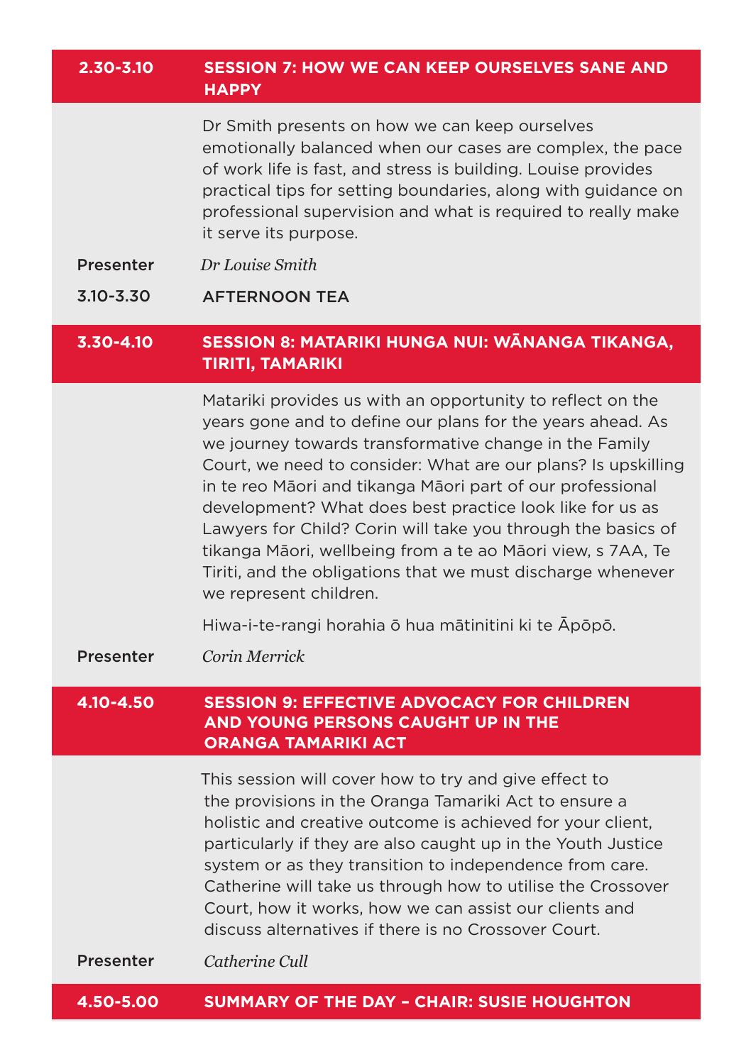## 2.30-3.10 SESSION 7: HOW WE CAN KEEP OURSELVES SANE AND HAPPY

Dr Smith presents on how we can keep ourselves emotionally balanced when our cases are complex, the pace of work life is fast, and stress is building. Louise provides practical tips for setting boundaries, along with guidance on professional supervision and what is required to really make it serve its purpose.

**Presenter** *Dr Louise Smith*

**3.10-3.30** AFTERNOON TEA

## 3.30-4.10 SESSION 8: MATARIKI HUNGA NUI: WĀNANGA TIKANGA, TIRITI, TAMARIKI

Matariki provides us with an opportunity to reflect on the years gone and to define our plans for the years ahead. As we journey towards transformative change in the Family Court, we need to consider: What are our plans? Is upskilling in te reo Māori and tikanga Māori part of our professional development? What does best practice look like for us as Lawyers for Child? Corin will take you through the basics of tikanga Māori, wellbeing from a te ao Māori view, s 7AA, Te Tiriti, and the obligations that we must discharge whenever we represent children.

Hiwa-i-te-rangi horahia ō hua mātinitini ki te Āpōpō.

**Presenter** *Corin Merrick*

## 4.10-4.50 SESSION 9: EFFECTIVE ADVOCACY FOR CHILDREN AND YOUNG PERSONS CAUGHT UP IN THE ORANGA TAMARIKI ACT

This session will cover how to try and give effect to the provisions in the Oranga Tamariki Act to ensure a holistic and creative outcome is achieved for your client, particularly if they are also caught up in the Youth Justice system or as they transition to independence from care. Catherine will take us through how to utilise the Crossover Court, how it works, how we can assist our clients and discuss alternatives if there is no Crossover Court.

**Presenter** *Catherine Cull*

## 4.50-5.00 SUMMARY OF THE DAY – CHAIR: SUSIE HOUGHTON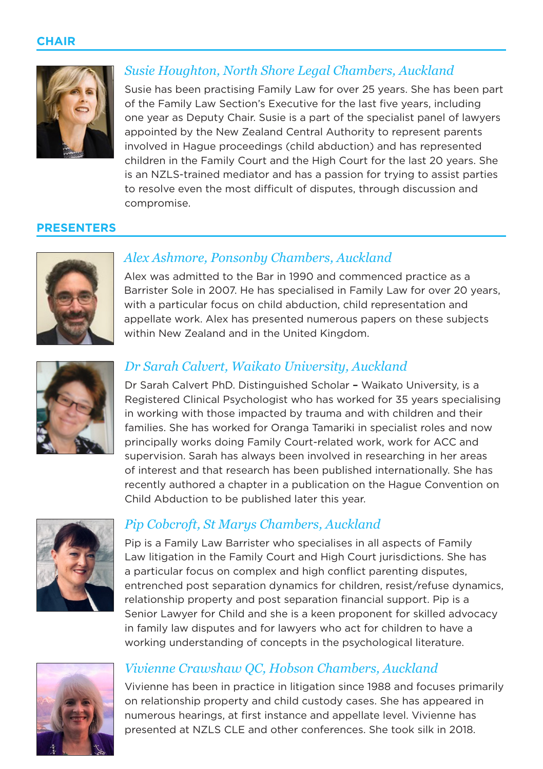## CHAIR

### *Susie Houghton, North Shore Legal Chambers, Auckland*

Susie has been practising Family Law for over 25 years. She has been part of the Family Law Section's Executive for the last five years, including one year as Deputy Chair. Susie is a part of the specialist panel of lawyers appointed by the New Zealand Central Authority to represent parents involved in Hague proceedings (child abduction) and has represented children in the Family Court and the High Court for the last 20 years. She is an NZLS-trained mediator and has a passion for trying to assist parties to resolve even the most difficult of disputes, through discussion and compromise.

## PRESENTERS

### *Alex Ashmore, Ponsonby Chambers, Auckland*

Alex was admitted to the Bar in 1990 and commenced practice as a Barrister Sole in 2007. He has specialised in Family Law for over 20 years, with a particular focus on child abduction, child representation and appellate work. Alex has presented numerous papers on these subjects within New Zealand and in the United Kingdom.

### *Dr Sarah Calvert, Waikato University, Auckland*

Dr Sarah Calvert PhD. Distinguished Scholar – Waikato University, is a Registered Clinical Psychologist who has worked for 35 years specialising in working with those impacted by trauma and with children and their families. She has worked for Oranga Tamariki in specialist roles and now principally works doing Family Court-related work, work for ACC and supervision. Sarah has always been involved in researching in her areas of interest and that research has been published internationally. She has recently authored a chapter in a publication on the Hague Convention on Child Abduction to be published later this year.

### *Pip Cobcroft, St Marys Chambers, Auckland*

Pip is a Family Law Barrister who specialises in all aspects of Family Law litigation in the Family Court and High Court jurisdictions. She has a particular focus on complex and high conflict parenting disputes, entrenched post separation dynamics for children, resist/refuse dynamics, relationship property and post separation financial support. Pip is a Senior Lawyer for Child and she is a keen proponent for skilled advocacy in family law disputes and for lawyers who act for children to have a working understanding of concepts in the psychological literature.

### *Vivienne Crawshaw QC, Hobson Chambers, Auckland*

Vivienne has been in practice in litigation since 1988 and focuses primarily on relationship property and child custody cases. She has appeared in numerous hearings, at first instance and appellate level. Vivienne has presented at NZLS CLE and other conferences. She took silk in 2018.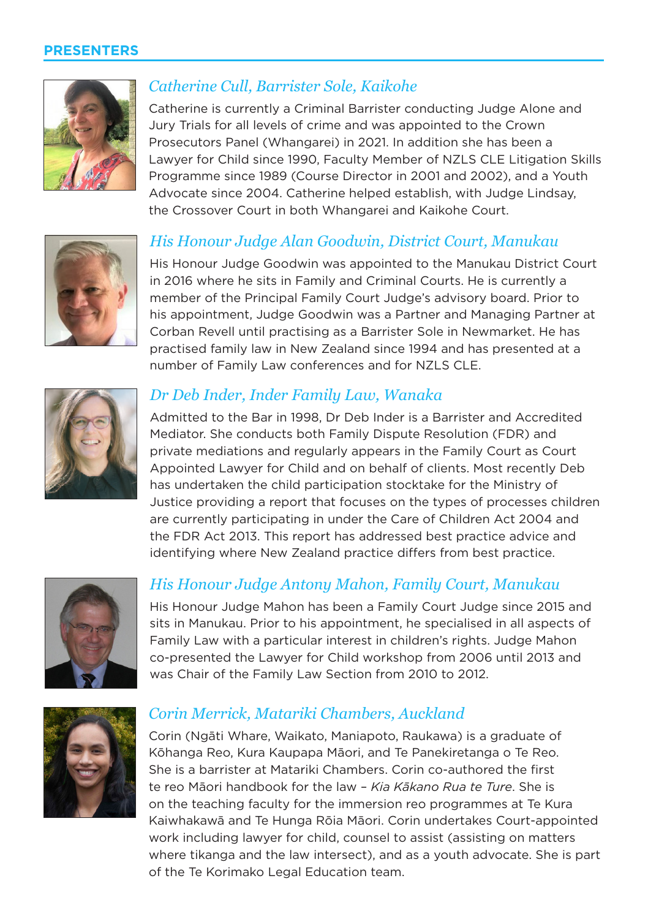## PRESENTERS

### *Catherine Cull, Barrister Sole, Kaikohe*

Catherine is currently a Criminal Barrister conducting Judge Alone and Jury Trials for all levels of crime and was appointed to the Crown Prosecutors Panel (Whangarei) in 2021. In addition she has been a Lawyer for Child since 1990, Faculty Member of NZLS CLE Litigation Skills Programme since 1989 (Course Director in 2001 and 2002), and a Youth Advocate since 2004. Catherine helped establish, with Judge Lindsay, the Crossover Court in both Whangarei and Kaikohe Court.

### *His Honour Judge Alan Goodwin, District Court, Manukau*

His Honour Judge Goodwin was appointed to the Manukau District Court in 2016 where he sits in Family and Criminal Courts. He is currently a member of the Principal Family Court Judge's advisory board. Prior to his appointment, Judge Goodwin was a Partner and Managing Partner at Corban Revell until practising as a Barrister Sole in Newmarket. He has practised family law in New Zealand since 1994 and has presented at a number of Family Law conferences and for NZLS CLE.

### *Dr Deb Inder, Inder Family Law, Wanaka*

Admitted to the Bar in 1998, Dr Deb Inder is a Barrister and Accredited Mediator. She conducts both Family Dispute Resolution (FDR) and private mediations and regularly appears in the Family Court as Court Appointed Lawyer for Child and on behalf of clients. Most recently Deb has undertaken the child participation stocktake for the Ministry of Justice providing a report that focuses on the types of processes children are currently participating in under the Care of Children Act 2004 and the FDR Act 2013. This report has addressed best practice advice and identifying where New Zealand practice differs from best practice.

### *His Honour Judge Antony Mahon, Family Court, Manukau*

His Honour Judge Mahon has been a Family Court Judge since 2015 and sits in Manukau. Prior to his appointment, he specialised in all aspects of Family Law with a particular interest in children's rights. Judge Mahon co-presented the Lawyer for Child workshop from 2006 until 2013 and was Chair of the Family Law Section from 2010 to 2012.

### *Corin Merrick, Matariki Chambers, Auckland*

Corin (Ngāti Whare, Waikato, Maniapoto, Raukawa) is a graduate of Kōhanga Reo, Kura Kaupapa Māori, and Te Panekiretanga o Te Reo. She is a barrister at Matariki Chambers. Corin co-authored the first te reo Māori handbook for the law – *Kia Kākano Rua te Ture*. She is on the teaching faculty for the immersion reo programmes at Te Kura Kaiwhakawā and Te Hunga Rōia Māori. Corin undertakes Court-appointed work including lawyer for child, counsel to assist (assisting on matters where tikanga and the law intersect), and as a youth advocate. She is part of the Te Korimako Legal Education team.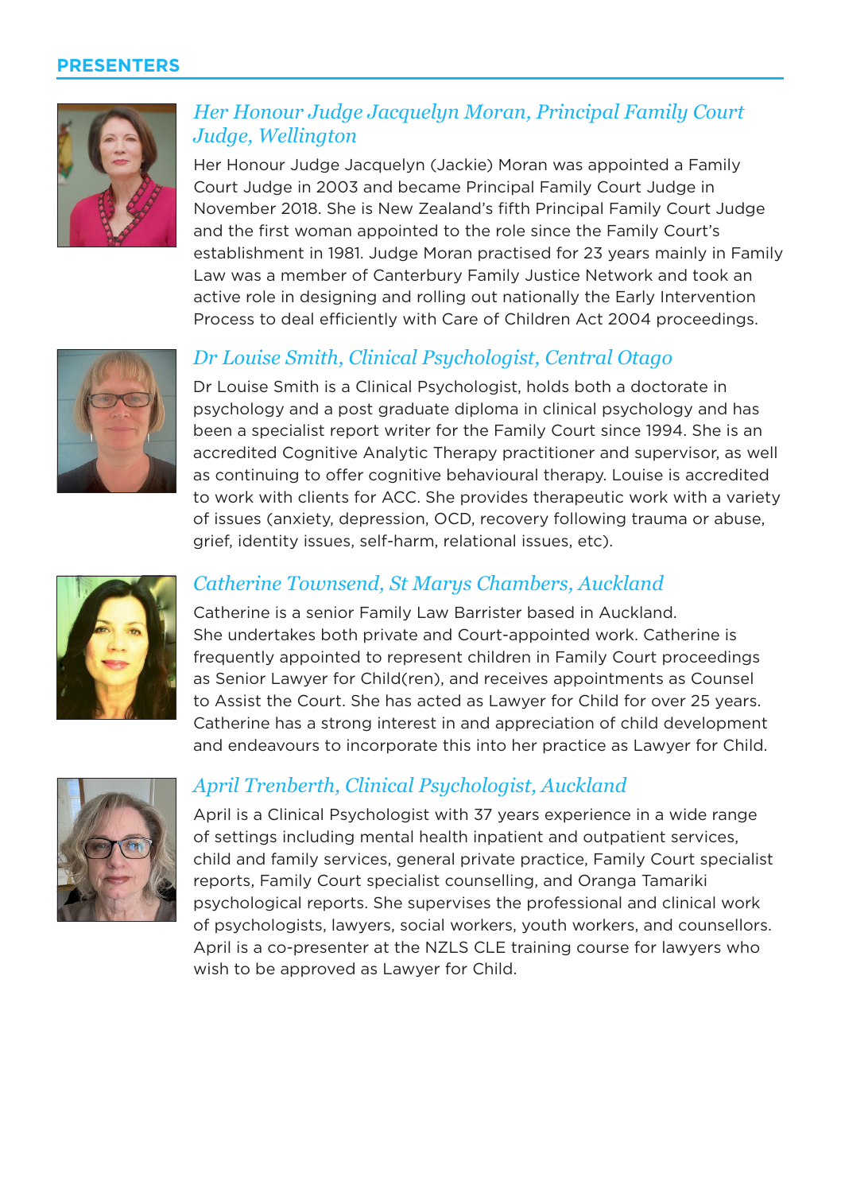## PRESENTERS

### *Her Honour Judge Jacquelyn Moran, Principal Family Court Judge, Wellington*

Her Honour Judge Jacquelyn (Jackie) Moran was appointed a Family Court Judge in 2003 and became Principal Family Court Judge in November 2018. She is New Zealand's fifth Principal Family Court Judge and the first woman appointed to the role since the Family Court's establishment in 1981. Judge Moran practised for 23 years mainly in Family Law was a member of Canterbury Family Justice Network and took an active role in designing and rolling out nationally the Early Intervention Process to deal efficiently with Care of Children Act 2004 proceedings.

### *Dr Louise Smith, Clinical Psychologist, Central Otago*

Dr Louise Smith is a Clinical Psychologist, holds both a doctorate in psychology and a post graduate diploma in clinical psychology and has been a specialist report writer for the Family Court since 1994. She is an accredited Cognitive Analytic Therapy practitioner and supervisor, as well as continuing to offer cognitive behavioural therapy. Louise is accredited to work with clients for ACC. She provides therapeutic work with a variety of issues (anxiety, depression, OCD, recovery following trauma or abuse, grief, identity issues, self-harm, relational issues, etc).

### *Catherine Townsend, St Marys Chambers, Auckland*

Catherine is a senior Family Law Barrister based in Auckland. She undertakes both private and Court-appointed work. Catherine is frequently appointed to represent children in Family Court proceedings as Senior Lawyer for Child(ren), and receives appointments as Counsel to Assist the Court. She has acted as Lawyer for Child for over 25 years. Catherine has a strong interest in and appreciation of child development and endeavours to incorporate this into her practice as Lawyer for Child.

### *April Trenberth, Clinical Psychologist, Auckland*

April is a Clinical Psychologist with 37 years experience in a wide range of settings including mental health inpatient and outpatient services, child and family services, general private practice, Family Court specialist reports, Family Court specialist counselling, and Oranga Tamariki psychological reports. She supervises the professional and clinical work of psychologists, lawyers, social workers, youth workers, and counsellors. April is a co-presenter at the NZLS CLE training course for lawyers who wish to be approved as Lawyer for Child.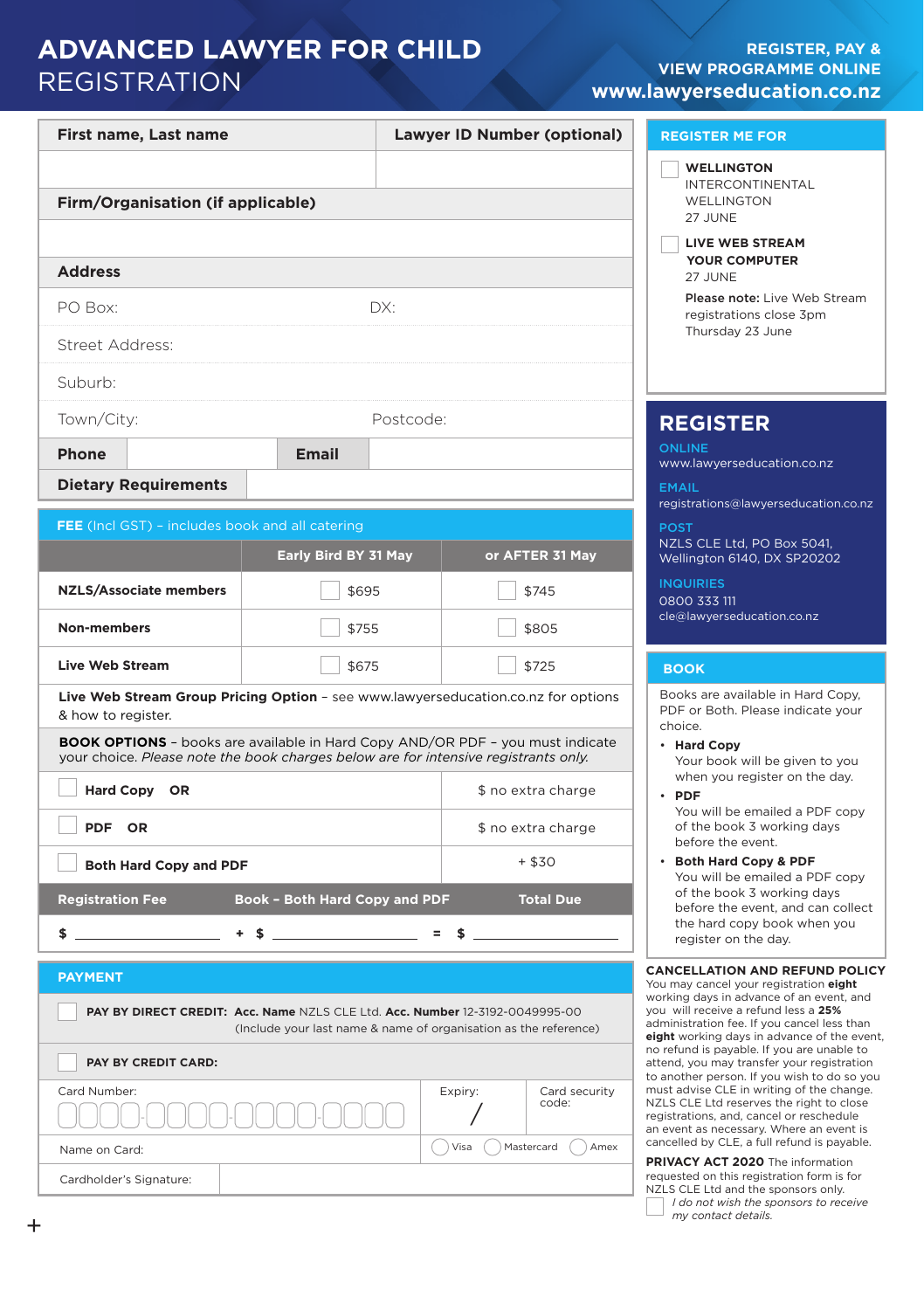# ADVANCED LAWYER FOR CHILD REGISTRATION

**REGISTER, PAY & VIEW PROGRAMME ONLINE**
**www.lawyerseducation.co.nz**

| First name, Last name | Lawyer ID Number (optional) |
|---|---|
| | |

**Firm/Organisation (if applicable)**

**Address**

PO Box: DX:

Street Address:

Suburb:

Town/City: Postcode:

| Phone | | Email | |
|---|---|---|---|

**Dietary Requirements**

## FEE (Incl GST) – includes book and all catering

| | Early Bird BY 31 May | or AFTER 31 May |
|---|---|---|
| NZLS/Associate members | ☐ $695 | ☐ $745 |
| Non-members | ☐ $755 | ☐ $805 |
| Live Web Stream | ☐ $675 | ☐ $725 |

**Live Web Stream Group Pricing Option** – see www.lawyerseducation.co.nz for options & how to register.

**BOOK OPTIONS** – books are available in Hard Copy AND/OR PDF – you must indicate your choice. *Please note the book charges below are for intensive registrants only.*

| | |
|---|---|
| ☐ Hard Copy OR | $ no extra charge |
| ☐ PDF OR | $ no extra charge |
| ☐ Both Hard Copy and PDF | + $30 |

| Registration Fee | | Book – Both Hard Copy and PDF | | Total Due |
|---|---|---|---|---|
| $ ________ | + | $ ________ | = | $ ________ |

## PAYMENT

☐ **PAY BY DIRECT CREDIT: Acc. Name** NZLS CLE Ltd. **Acc. Number** 12-3192-0049995-00
(Include your last name & name of organisation as the reference)

☐ **PAY BY CREDIT CARD:**

Card Number: Expiry: / Card security code:

Name on Card: ○ Visa ○ Mastercard ○ Amex

Cardholder's Signature:

## REGISTER ME FOR

☐ **WELLINGTON**
INTERCONTINENTAL WELLINGTON
27 JUNE

☐ **LIVE WEB STREAM YOUR COMPUTER**
27 JUNE

**Please note:** Live Web Stream registrations close 3pm Thursday 23 June

## REGISTER

**ONLINE**
www.lawyerseducation.co.nz

**EMAIL**
registrations@lawyerseducation.co.nz

**POST**
NZLS CLE Ltd, PO Box 5041, Wellington 6140, DX SP20202

**INQUIRIES**
0800 333 111
cle@lawyerseducation.co.nz

## BOOK

Books are available in Hard Copy, PDF or Both. Please indicate your choice.

- **Hard Copy**
  Your book will be given to you when you register on the day.
- **PDF**
  You will be emailed a PDF copy of the book 3 working days before the event.
- **Both Hard Copy & PDF**
  You will be emailed a PDF copy of the book 3 working days before the event, and can collect the hard copy book when you register on the day.

**CANCELLATION AND REFUND POLICY**
You may cancel your registration **eight** working days in advance of an event, and you will receive a refund less a **25%** administration fee. If you cancel less than **eight** working days in advance of the event, no refund is payable. If you are unable to attend, you may transfer your registration to another person. If you wish to do so you must advise CLE in writing of the change. NZLS CLE Ltd reserves the right to close registrations, and, cancel or reschedule an event as necessary. Where an event is cancelled by CLE, a full refund is payable.

**PRIVACY ACT 2020** The information requested on this registration form is for NZLS CLE Ltd and the sponsors only.
☐ *I do not wish the sponsors to receive my contact details.*